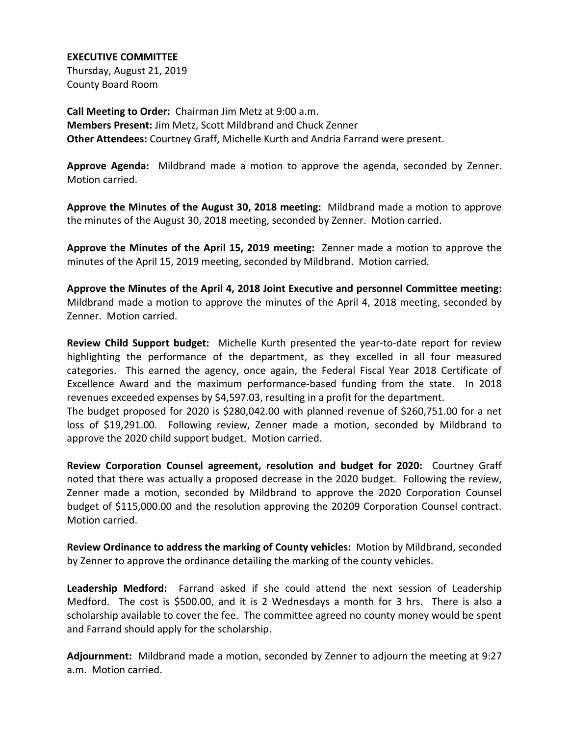**EXECUTIVE COMMITTEE**
Thursday, August 21, 2019
County Board Room

**Call Meeting to Order:** Chairman Jim Metz at 9:00 a.m.
**Members Present:** Jim Metz, Scott Mildbrand and Chuck Zenner
**Other Attendees:** Courtney Graff, Michelle Kurth and Andria Farrand were present.

**Approve Agenda:** Mildbrand made a motion to approve the agenda, seconded by Zenner. Motion carried.

**Approve the Minutes of the August 30, 2018 meeting:** Mildbrand made a motion to approve the minutes of the August 30, 2018 meeting, seconded by Zenner. Motion carried.

**Approve the Minutes of the April 15, 2019 meeting:** Zenner made a motion to approve the minutes of the April 15, 2019 meeting, seconded by Mildbrand. Motion carried.

**Approve the Minutes of the April 4, 2018 Joint Executive and personnel Committee meeting:** Mildbrand made a motion to approve the minutes of the April 4, 2018 meeting, seconded by Zenner. Motion carried.

**Review Child Support budget:** Michelle Kurth presented the year-to-date report for review highlighting the performance of the department, as they excelled in all four measured categories. This earned the agency, once again, the Federal Fiscal Year 2018 Certificate of Excellence Award and the maximum performance-based funding from the state. In 2018 revenues exceeded expenses by $4,597.03, resulting in a profit for the department.
The budget proposed for 2020 is $280,042.00 with planned revenue of $260,751.00 for a net loss of $19,291.00. Following review, Zenner made a motion, seconded by Mildbrand to approve the 2020 child support budget. Motion carried.

**Review Corporation Counsel agreement, resolution and budget for 2020:** Courtney Graff noted that there was actually a proposed decrease in the 2020 budget. Following the review, Zenner made a motion, seconded by Mildbrand to approve the 2020 Corporation Counsel budget of $115,000.00 and the resolution approving the 20209 Corporation Counsel contract. Motion carried.

**Review Ordinance to address the marking of County vehicles:** Motion by Mildbrand, seconded by Zenner to approve the ordinance detailing the marking of the county vehicles.

**Leadership Medford:** Farrand asked if she could attend the next session of Leadership Medford. The cost is $500.00, and it is 2 Wednesdays a month for 3 hrs. There is also a scholarship available to cover the fee. The committee agreed no county money would be spent and Farrand should apply for the scholarship.

**Adjournment:** Mildbrand made a motion, seconded by Zenner to adjourn the meeting at 9:27 a.m. Motion carried.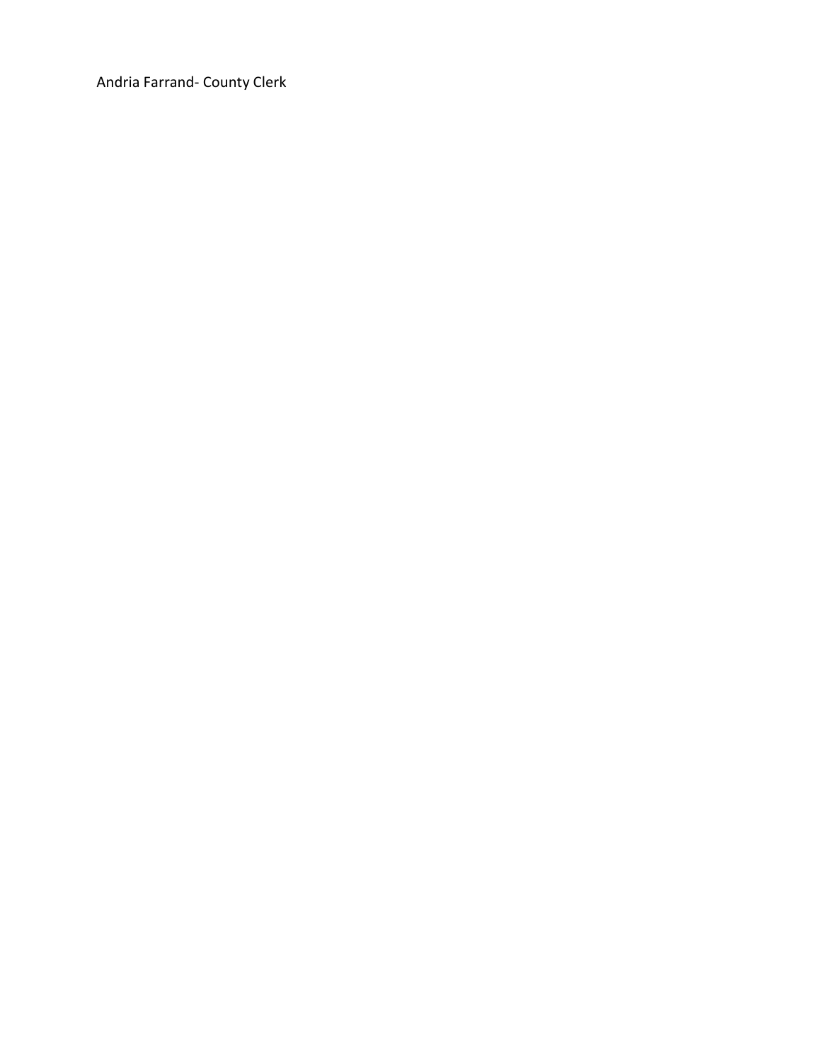Andria Farrand- County Clerk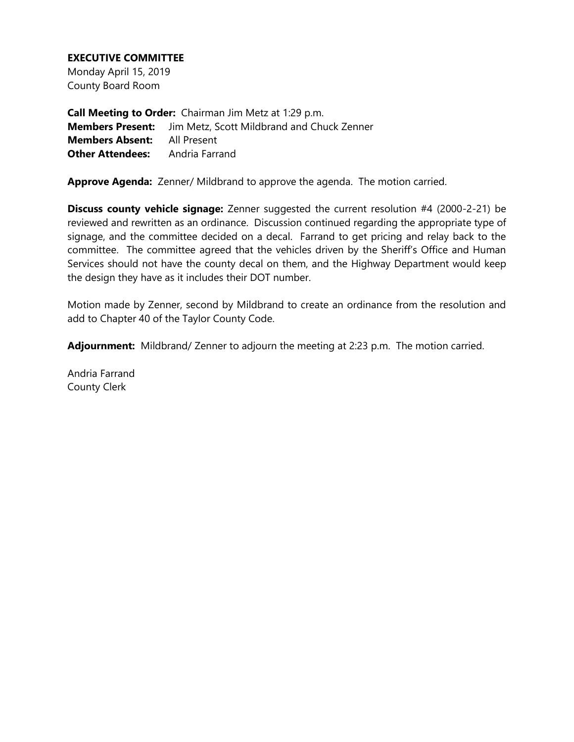**EXECUTIVE COMMITTEE**
Monday April 15, 2019
County Board Room

**Call Meeting to Order:** Chairman Jim Metz at 1:29 p.m.
**Members Present:** Jim Metz, Scott Mildbrand and Chuck Zenner
**Members Absent:** All Present
**Other Attendees:** Andria Farrand

**Approve Agenda:** Zenner/ Mildbrand to approve the agenda. The motion carried.

**Discuss county vehicle signage:** Zenner suggested the current resolution #4 (2000-2-21) be reviewed and rewritten as an ordinance. Discussion continued regarding the appropriate type of signage, and the committee decided on a decal. Farrand to get pricing and relay back to the committee. The committee agreed that the vehicles driven by the Sheriff's Office and Human Services should not have the county decal on them, and the Highway Department would keep the design they have as it includes their DOT number.

Motion made by Zenner, second by Mildbrand to create an ordinance from the resolution and add to Chapter 40 of the Taylor County Code.

**Adjournment:** Mildbrand/ Zenner to adjourn the meeting at 2:23 p.m. The motion carried.

Andria Farrand
County Clerk